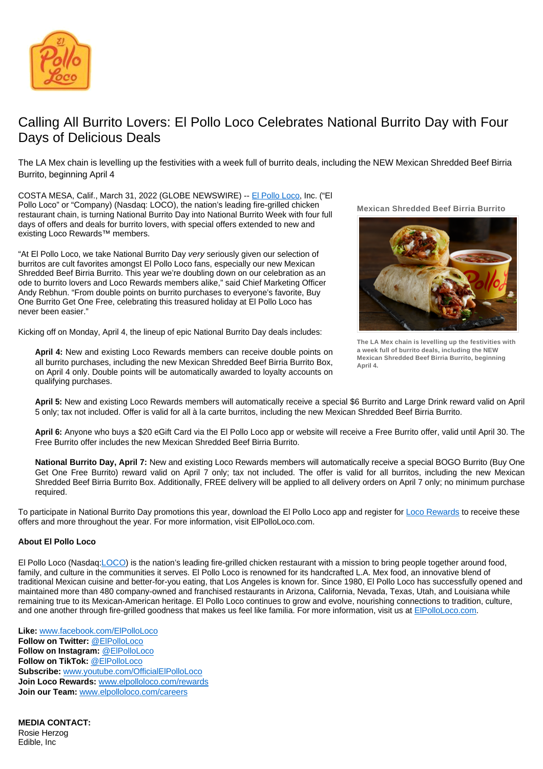# Calling All Burrito Lovers: El Pollo Loco Celebrates National Burrito Day with Four Days of Delicious Deals

The LA Mex chain is levelling up the festivities with a week full of burrito deals, including the NEW Mexican Shredded Beef Birria Burrito, beginning April 4

COSTA MESA, Calif., March 31, 2022 (GLOBE NEWSWIRE) -- El Pollo Loco, Inc. ("El Pollo Loco" or "Company") (Nasdaq: LOCO), the nation's leading fire-grilled chicken restaurant chain, is turning National Burrito Day into National Burrito Week with four full days of offers and deals for burrito lovers, with special offers extended to new and existing Loco Rewards™ members.

"At El Pollo Loco, we take National Burrito Day *very* seriously given our selection of burritos are cult favorites amongst El Pollo Loco fans, especially our new Mexican Shredded Beef Birria Burrito. This year we're doubling down on our celebration as an ode to burrito lovers and Loco Rewards members alike," said Chief Marketing Officer Andy Rebhun. "From double points on burrito purchases to everyone's favorite, Buy One Burrito Get One Free, celebrating this treasured holiday at El Pollo Loco has never been easier."

Kicking off on Monday, April 4, the lineup of epic National Burrito Day deals includes:

**April 4:** New and existing Loco Rewards members can receive double points on all burrito purchases, including the new Mexican Shredded Beef Birria Burrito Box, on April 4 only. Double points will be automatically awarded to loyalty accounts on qualifying purchases.

**April 5:** New and existing Loco Rewards members will automatically receive a special $6 Burrito and Large Drink reward valid on April 5 only; tax not included. Offer is valid for all à la carte burritos, including the new Mexican Shredded Beef Birria Burrito.

**April 6:** Anyone who buys a $20 eGift Card via the El Pollo Loco app or website will receive a Free Burrito offer, valid until April 30. The Free Burrito offer includes the new Mexican Shredded Beef Birria Burrito.

**National Burrito Day, April 7:** New and existing Loco Rewards members will automatically receive a special BOGO Burrito (Buy One Get One Free Burrito) reward valid on April 7 only; tax not included. The offer is valid for all burritos, including the new Mexican Shredded Beef Birria Burrito Box. Additionally, FREE delivery will be applied to all delivery orders on April 7 only; no minimum purchase required.

To participate in National Burrito Day promotions this year, download the El Pollo Loco app and register for Loco Rewards to receive these offers and more throughout the year. For more information, visit ElPolloLoco.com.

**Mexican Shredded Beef Birria Burrito**

The LA Mex chain is levelling up the festivities with a week full of burrito deals, including the NEW Mexican Shredded Beef Birria Burrito, beginning April 4.

**About El Pollo Loco**

El Pollo Loco (Nasdaq:LOCO) is the nation's leading fire-grilled chicken restaurant with a mission to bring people together around food, family, and culture in the communities it serves. El Pollo Loco is renowned for its handcrafted L.A. Mex food, an innovative blend of traditional Mexican cuisine and better-for-you eating, that Los Angeles is known for. Since 1980, El Pollo Loco has successfully opened and maintained more than 480 company-owned and franchised restaurants in Arizona, California, Nevada, Texas, Utah, and Louisiana while remaining true to its Mexican-American heritage. El Pollo Loco continues to grow and evolve, nourishing connections to tradition, culture, and one another through fire-grilled goodness that makes us feel like familia. For more information, visit us at ElPolloLoco.com.

**Like:** www.facebook.com/ElPolloLoco
**Follow on Twitter:** @ElPolloLoco
**Follow on Instagram:** @ElPolloLoco
**Follow on TikTok:** @ElPolloLoco
**Subscribe:** www.youtube.com/OfficialElPolloLoco
**Join Loco Rewards:** www.elpolloloco.com/rewards
**Join our Team:** www.elpolloloco.com/careers

**MEDIA CONTACT:**
Rosie Herzog
Edible, Inc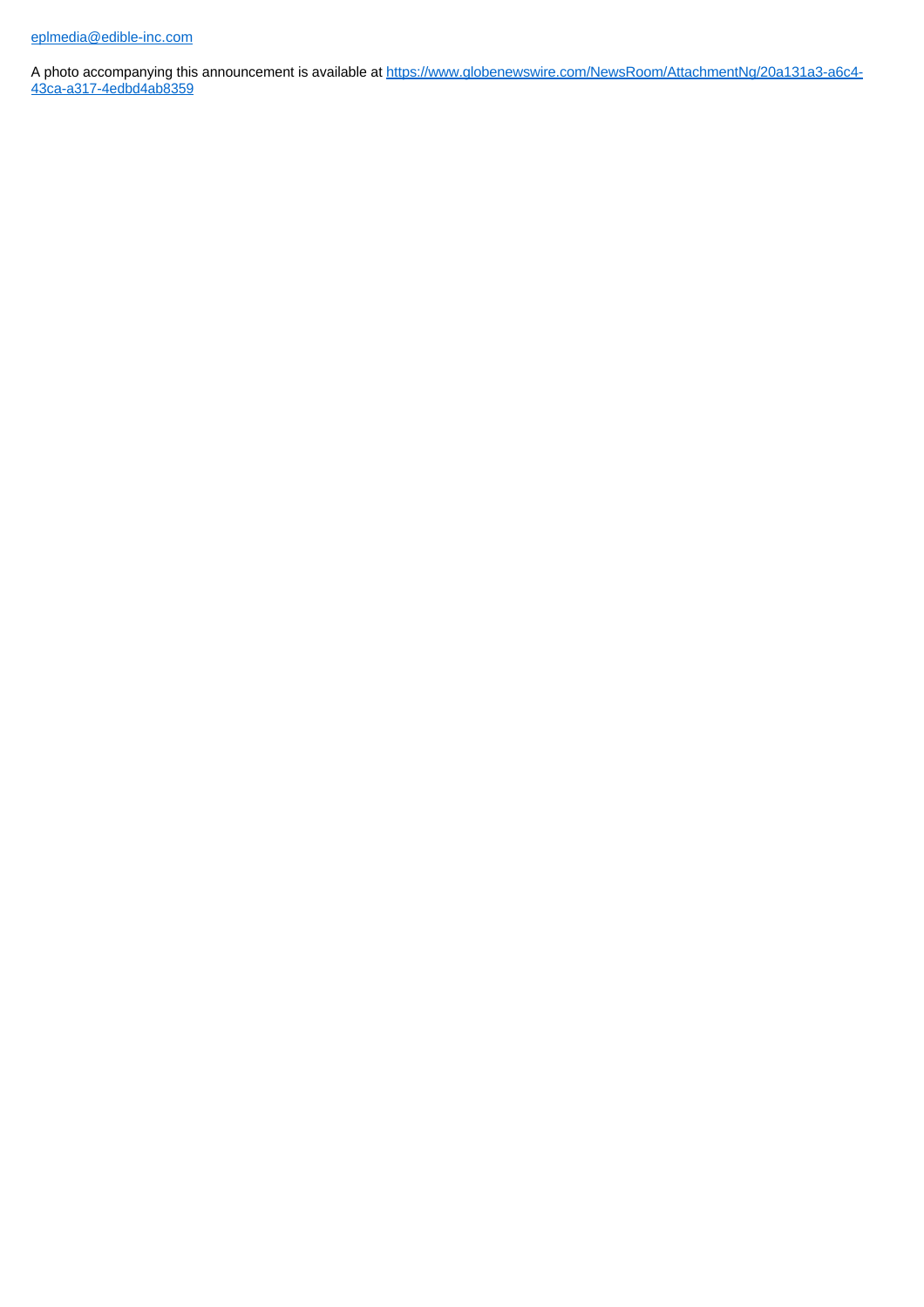eplmedia@edible-inc.com

A photo accompanying this announcement is available at https://www.globenewswire.com/NewsRoom/AttachmentNg/20a131a3-a6c4-43ca-a317-4edbd4ab8359